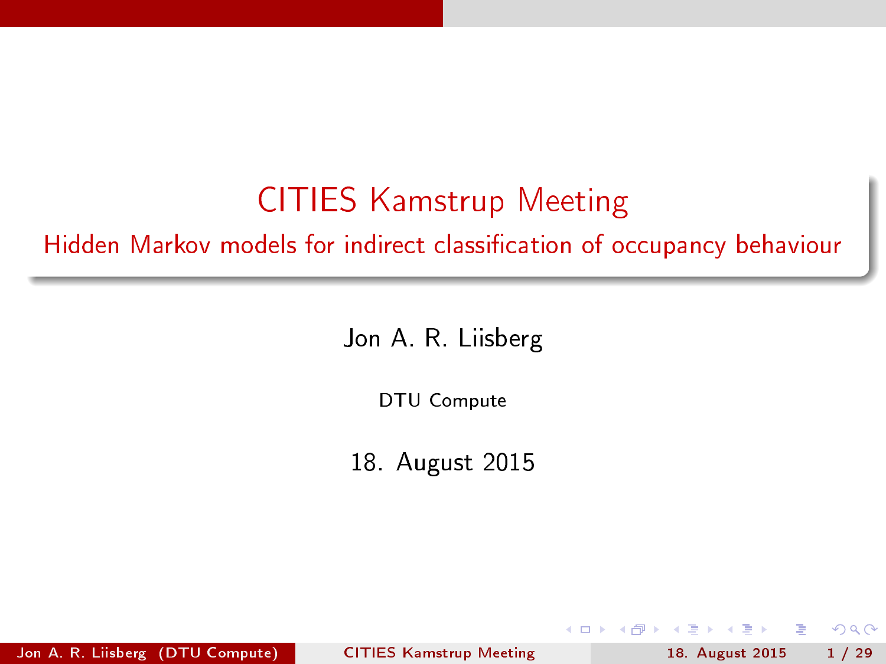# CITIES Kamstrup Meeting

## Hidden Markov models for indirect classification of occupancy behaviour

Jon A. R. Liisberg

DTU Compute

18. August 2015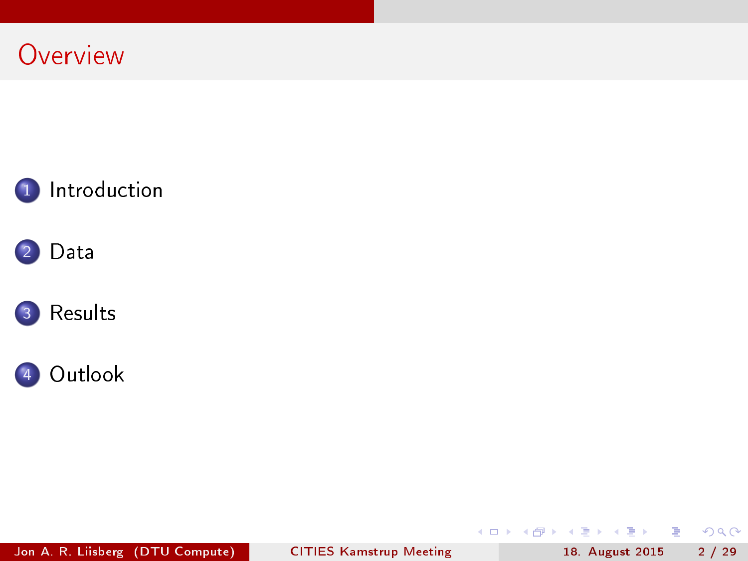# Overview

1. Introduction
2. Data
3. Results
4. Outlook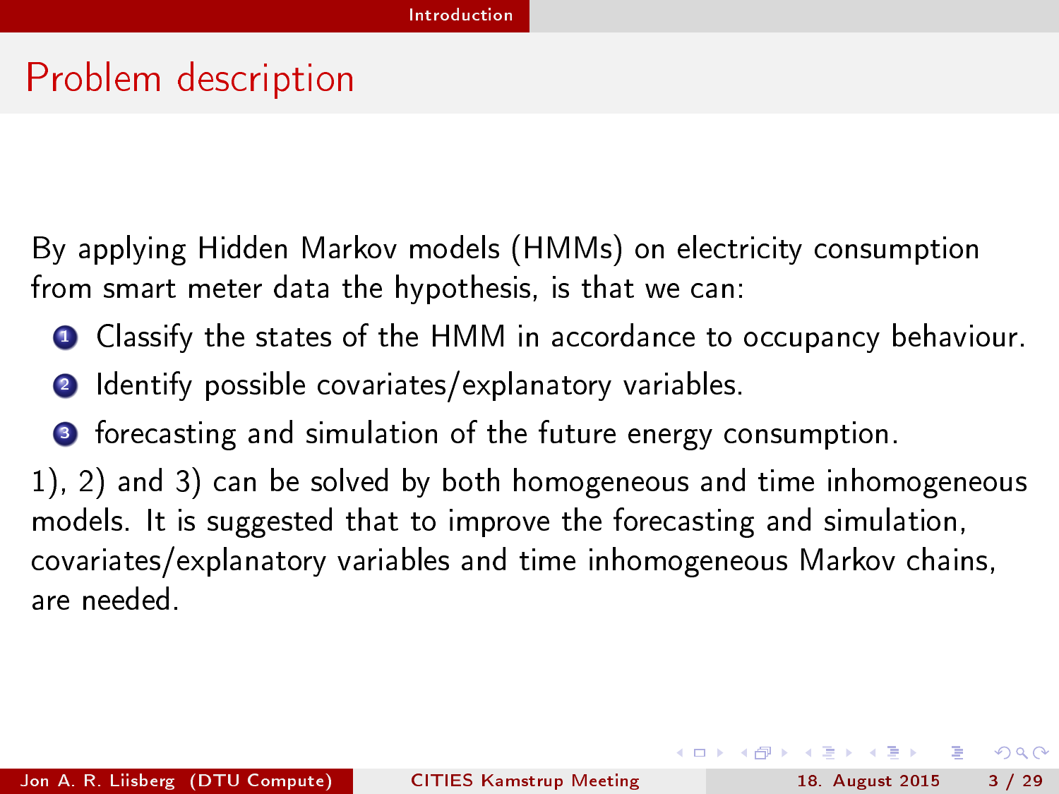# Problem description

By applying Hidden Markov models (HMMs) on electricity consumption from smart meter data the hypothesis, is that we can:

1. Classify the states of the HMM in accordance to occupancy behaviour.
2. Identify possible covariates/explanatory variables.
3. forecasting and simulation of the future energy consumption.

1), 2) and 3) can be solved by both homogeneous and time inhomogeneous models. It is suggested that to improve the forecasting and simulation, covariates/explanatory variables and time inhomogeneous Markov chains, are needed.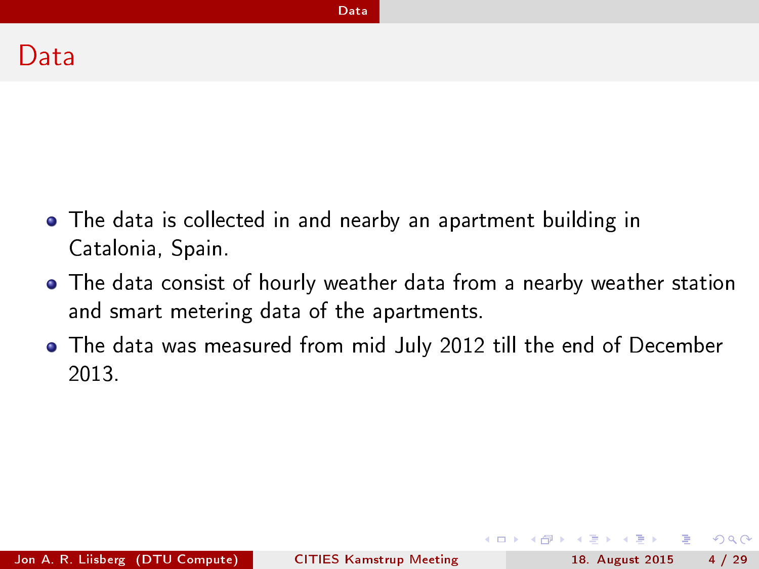# Data

- The data is collected in and nearby an apartment building in Catalonia, Spain.
- The data consist of hourly weather data from a nearby weather station and smart metering data of the apartments.
- The data was measured from mid July 2012 till the end of December 2013.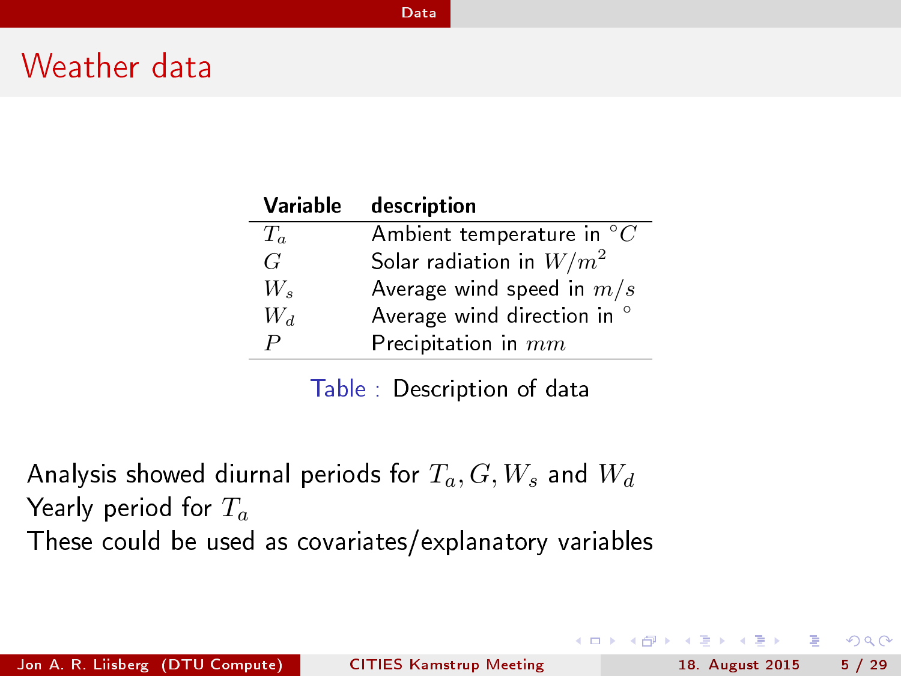# Weather data

| Variable | description |
|---|---|
| $T_a$ | Ambient temperature in $^{\circ}C$ |
| $G$ | Solar radiation in $W/m^2$ |
| $W_s$ | Average wind speed in $m/s$ |
| $W_d$ | Average wind direction in $^{\circ}$ |
| $P$ | Precipitation in $mm$ |

Table : Description of data

Analysis showed diurnal periods for $T_a, G, W_s$ and $W_d$

Yearly period for $T_a$

These could be used as covariates/explanatory variables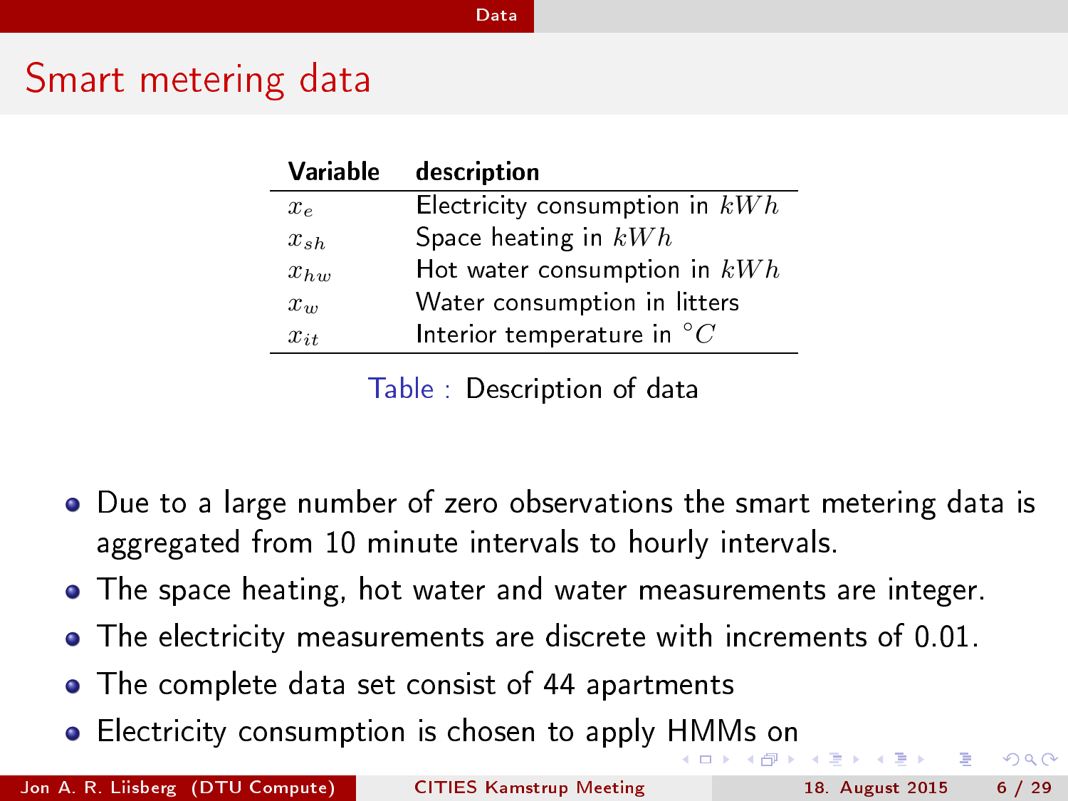## Smart metering data

| Variable | description |
|---|---|
| $x_e$ | Electricity consumption in $kWh$ |
| $x_{sh}$ | Space heating in $kWh$ |
| $x_{hw}$ | Hot water consumption in $kWh$ |
| $x_w$ | Water consumption in litters |
| $x_{it}$ | Interior temperature in $^\circ C$ |

Table : Description of data

- Due to a large number of zero observations the smart metering data is aggregated from 10 minute intervals to hourly intervals.
- The space heating, hot water and water measurements are integer.
- The electricity measurements are discrete with increments of 0.01.
- The complete data set consist of 44 apartments
- Electricity consumption is chosen to apply HMMs on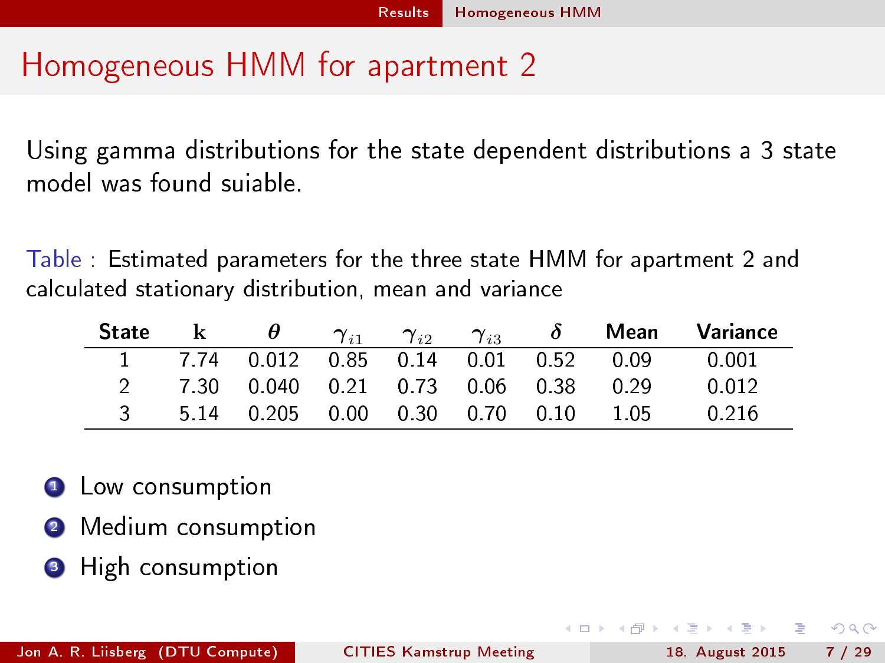# Homogeneous HMM for apartment 2

Using gamma distributions for the state dependent distributions a 3 state model was found suiable.

Table : Estimated parameters for the three state HMM for apartment 2 and calculated stationary distribution, mean and variance

| State | k | $\theta$ | $\gamma_{i1}$ | $\gamma_{i2}$ | $\gamma_{i3}$ | $\delta$ | Mean | Variance |
|---|---|---|---|---|---|---|---|---|
| 1 | 7.74 | 0.012 | 0.85 | 0.14 | 0.01 | 0.52 | 0.09 | 0.001 |
| 2 | 7.30 | 0.040 | 0.21 | 0.73 | 0.06 | 0.38 | 0.29 | 0.012 |
| 3 | 5.14 | 0.205 | 0.00 | 0.30 | 0.70 | 0.10 | 1.05 | 0.216 |

1. Low consumption
2. Medium consumption
3. High consumption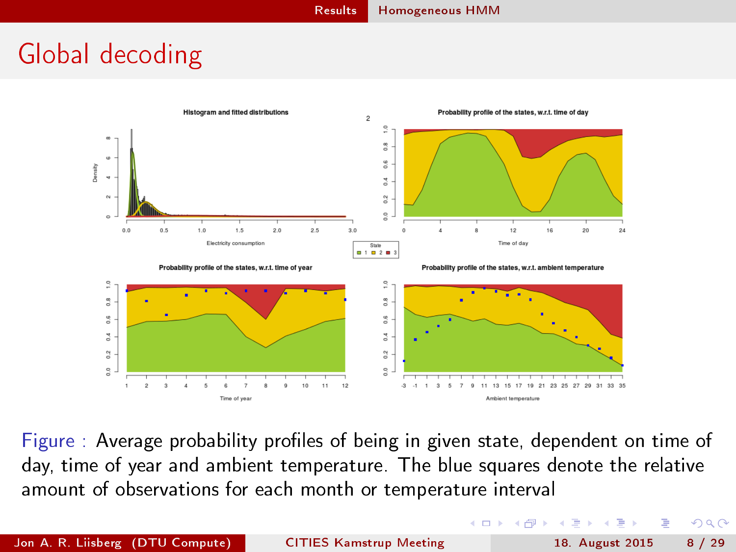# Global decoding

Figure : Average probability profiles of being in given state, dependent on time of day, time of year and ambient temperature. The blue squares denote the relative amount of observations for each month or temperature interval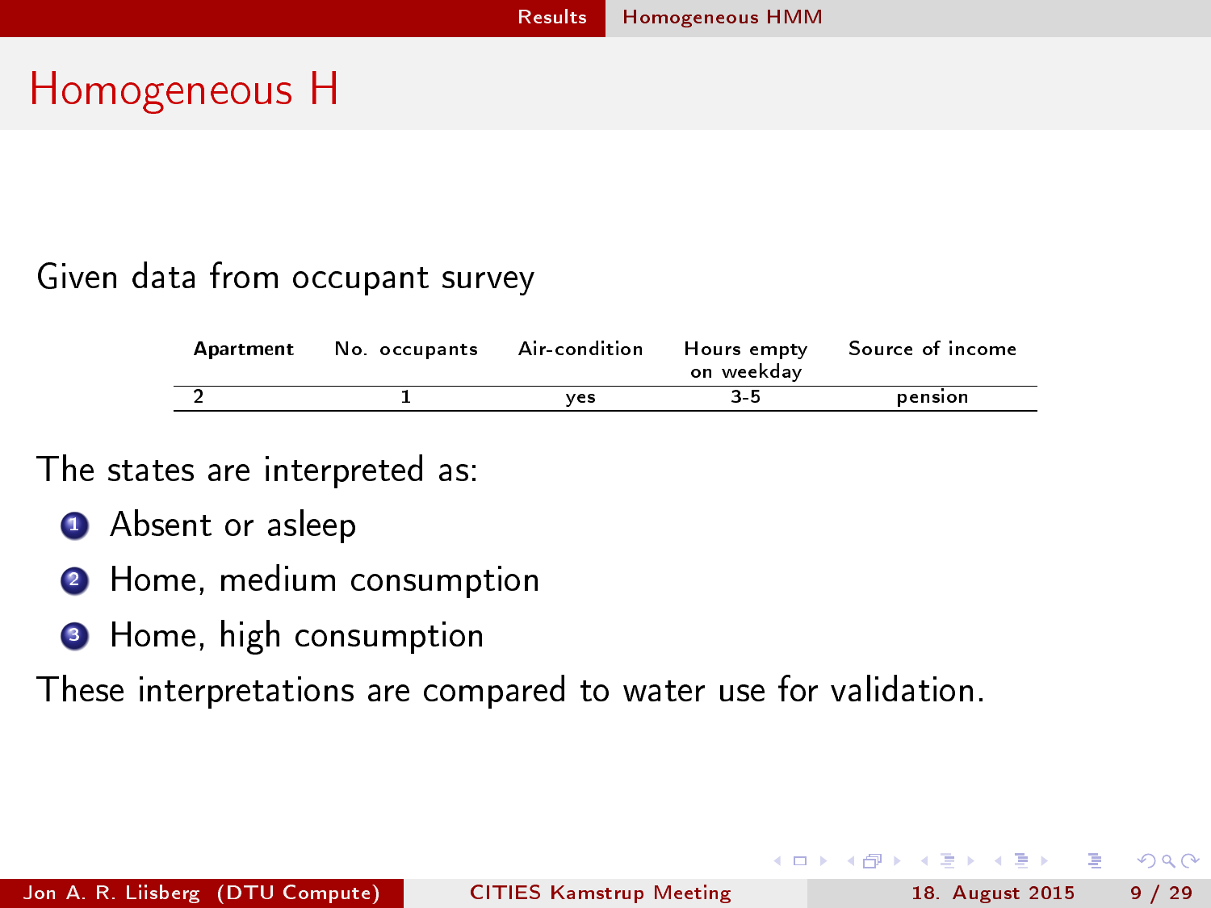# Homogeneous H

Given data from occupant survey

| Apartment | No. occupants | Air-condition | Hours empty on weekday | Source of income |
| --- | --- | --- | --- | --- |
| 2 | 1 | yes | 3-5 | pension |

The states are interpreted as:

1. Absent or asleep
2. Home, medium consumption
3. Home, high consumption

These interpretations are compared to water use for validation.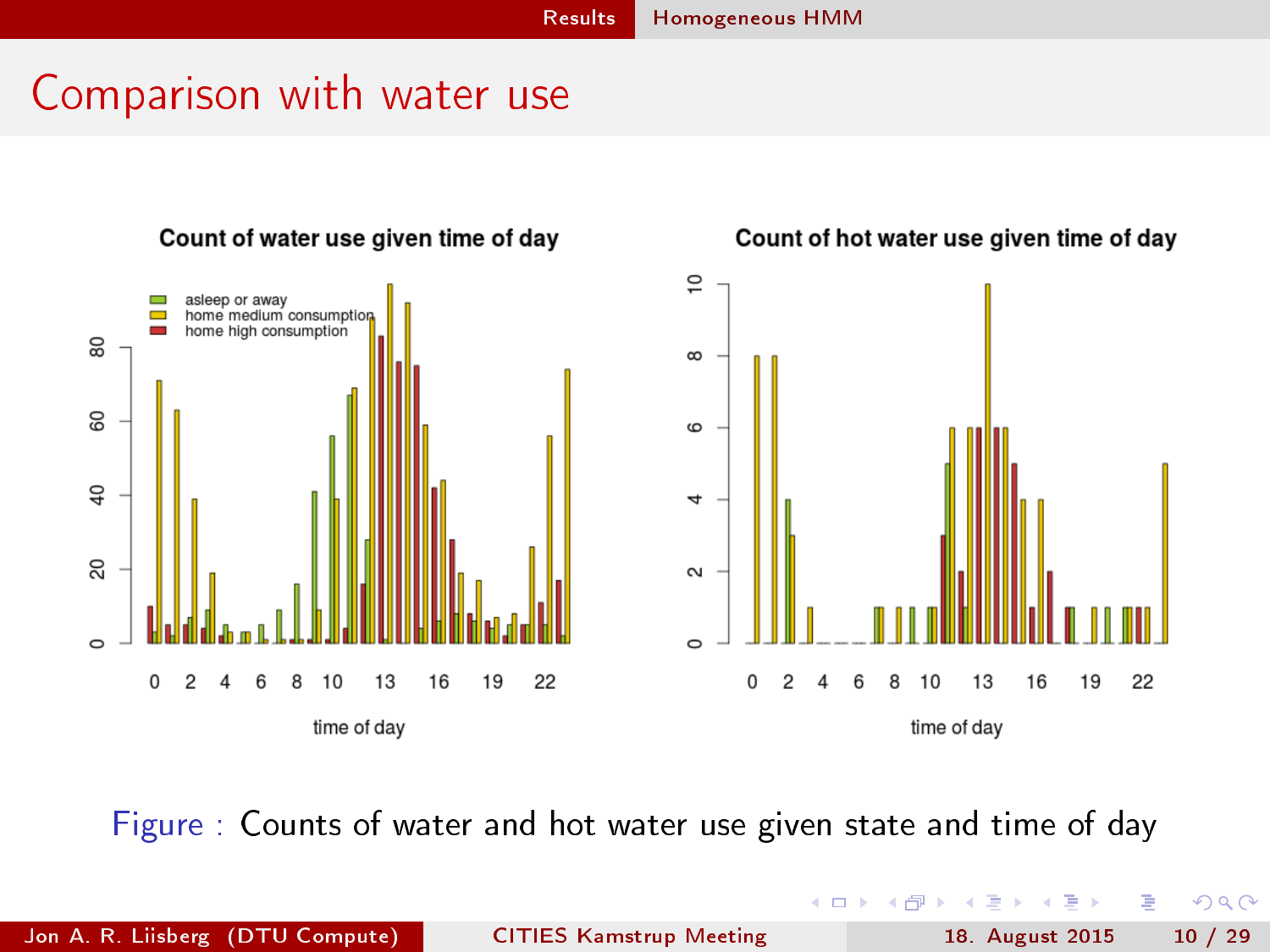# Comparison with water use

**Count of water use given time of day**

- asleep or away
- home medium consumption
- home high consumption

**Count of hot water use given time of day**

Figure : Counts of water and hot water use given state and time of day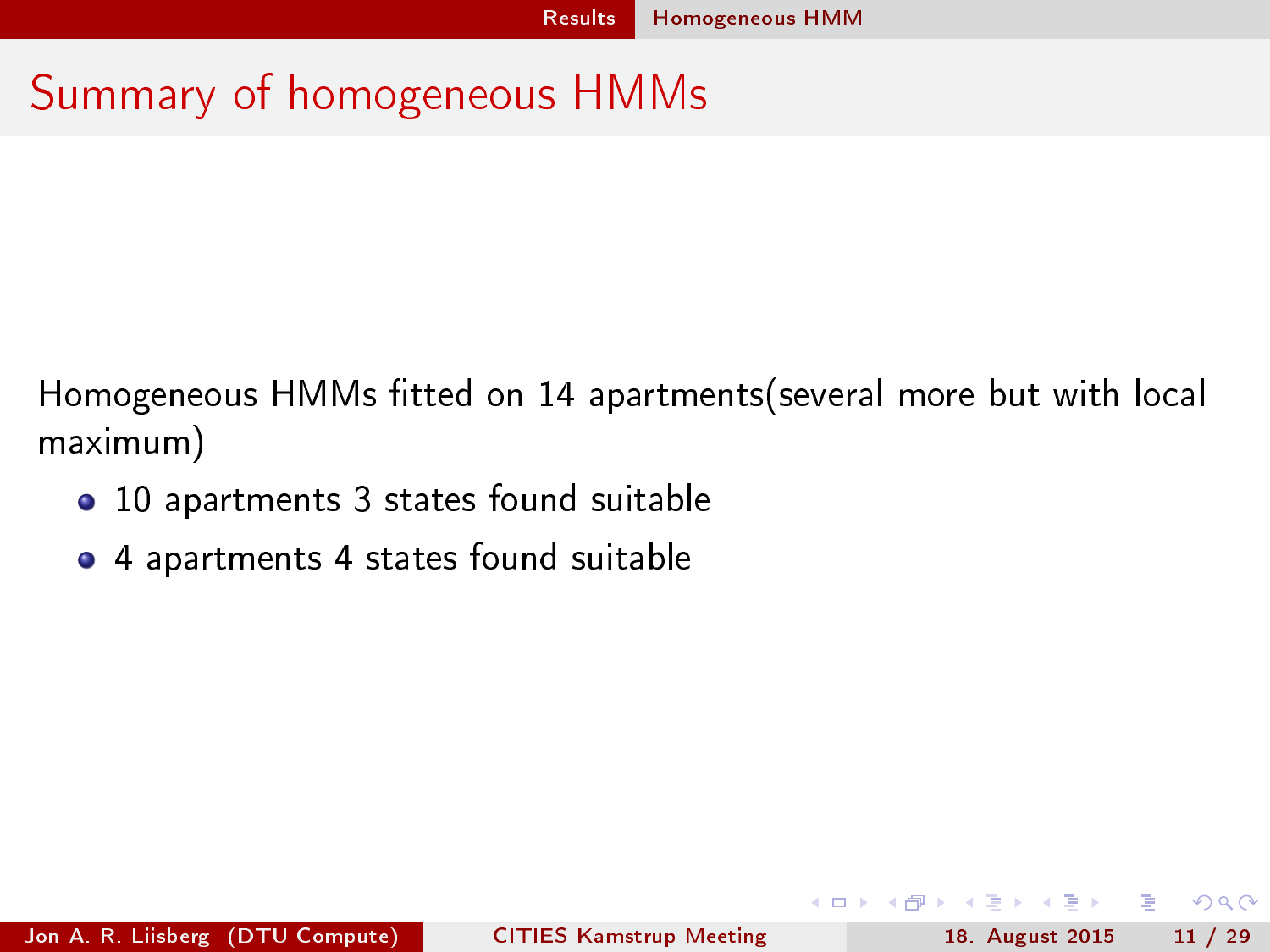# Summary of homogeneous HMMs

Homogeneous HMMs fitted on 14 apartments(several more but with local maximum)

- 10 apartments 3 states found suitable
- 4 apartments 4 states found suitable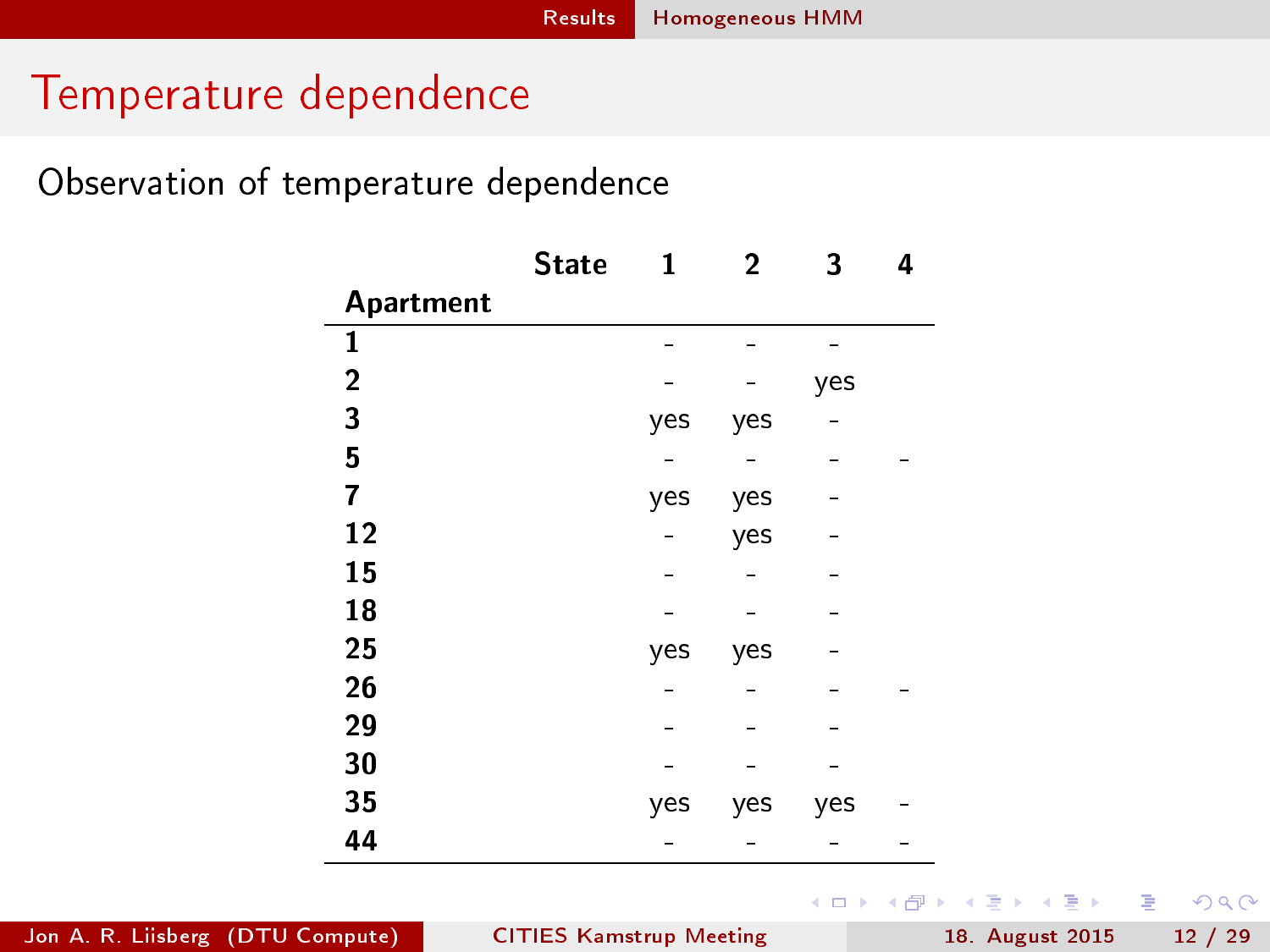# Temperature dependence

Observation of temperature dependence

| Apartment \ State | 1 | 2 | 3 | 4 |
|---|---|---|---|---|
| 1 | - | - | - | |
| 2 | - | - | yes | |
| 3 | yes | yes | - | |
| 5 | - | - | - | - |
| 7 | yes | yes | - | |
| 12 | - | yes | - | |
| 15 | - | - | - | |
| 18 | - | - | - | |
| 25 | yes | yes | - | |
| 26 | - | - | - | - |
| 29 | - | - | - | |
| 30 | - | - | - | |
| 35 | yes | yes | yes | - |
| 44 | - | - | - | - |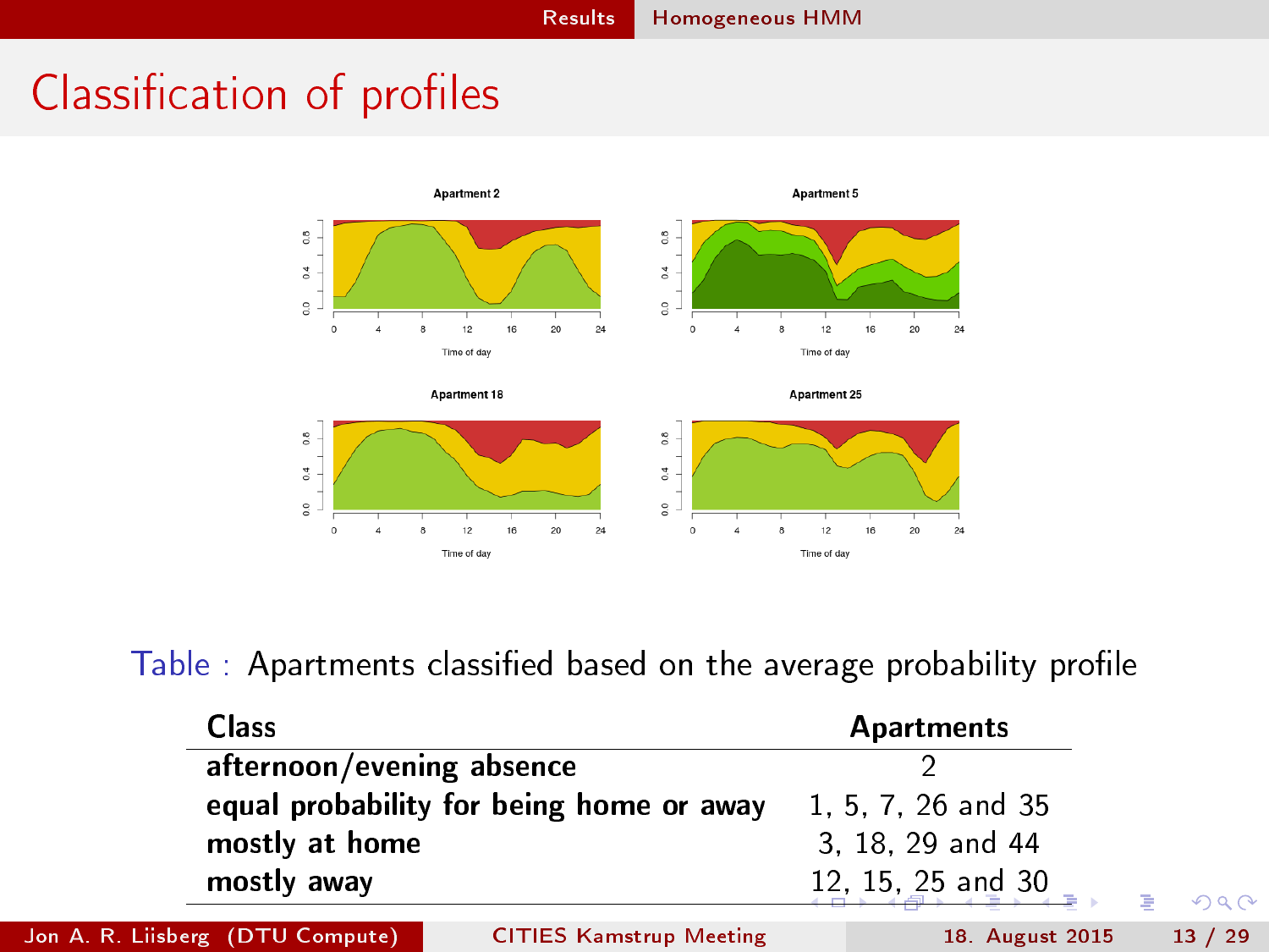# Classification of profiles

Table : Apartments classified based on the average probability profile

| Class | Apartments |
|---|---|
| afternoon/evening absence | 2 |
| equal probability for being home or away | 1, 5, 7, 26 and 35 |
| mostly at home | 3, 18, 29 and 44 |
| mostly away | 12, 15, 25 and 30 |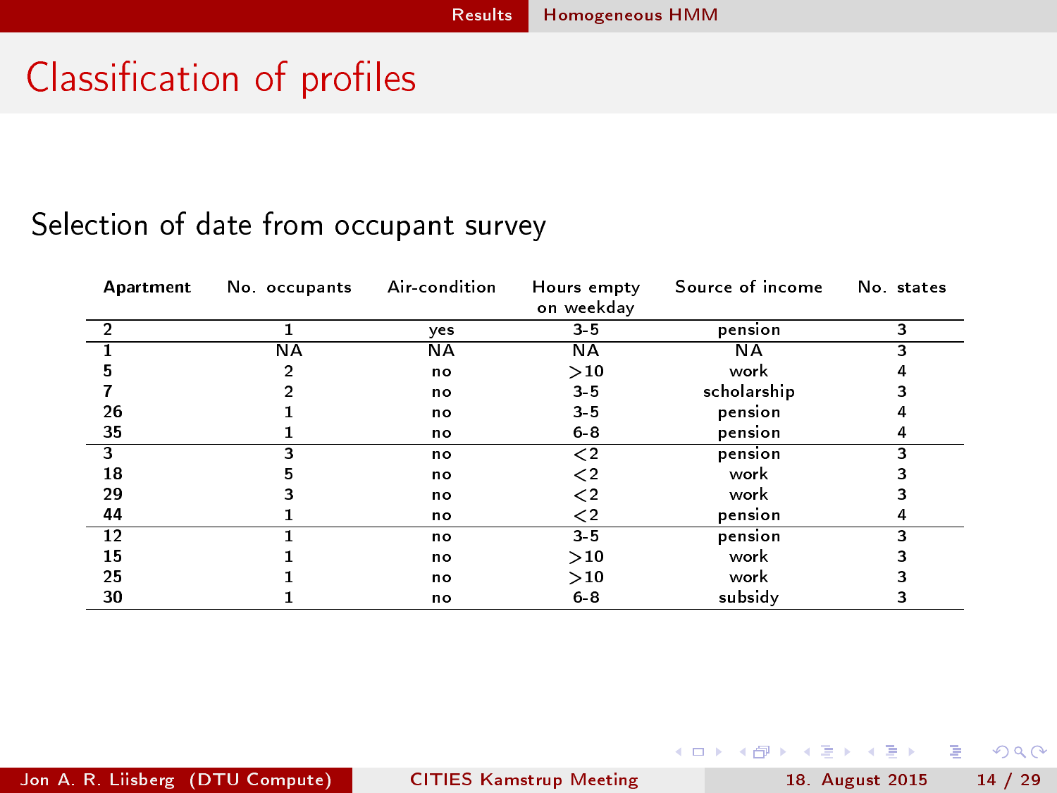# Classification of profiles

Selection of date from occupant survey

| Apartment | No. occupants | Air-condition | Hours empty on weekday | Source of income | No. states |
|---|---|---|---|---|---|
| 2 | 1 | yes | 3-5 | pension | 3 |
| 1 | NA | NA | NA | NA | 3 |
| 5 | 2 | no | $>10$ | work | 4 |
| 7 | 2 | no | 3-5 | scholarship | 3 |
| 26 | 1 | no | 3-5 | pension | 4 |
| 35 | 1 | no | 6-8 | pension | 4 |
| 3 | 3 | no | $<2$ | pension | 3 |
| 18 | 5 | no | $<2$ | work | 3 |
| 29 | 3 | no | $<2$ | work | 3 |
| 44 | 1 | no | $<2$ | pension | 4 |
| 12 | 1 | no | 3-5 | pension | 3 |
| 15 | 1 | no | $>10$ | work | 3 |
| 25 | 1 | no | $>10$ | work | 3 |
| 30 | 1 | no | 6-8 | subsidy | 3 |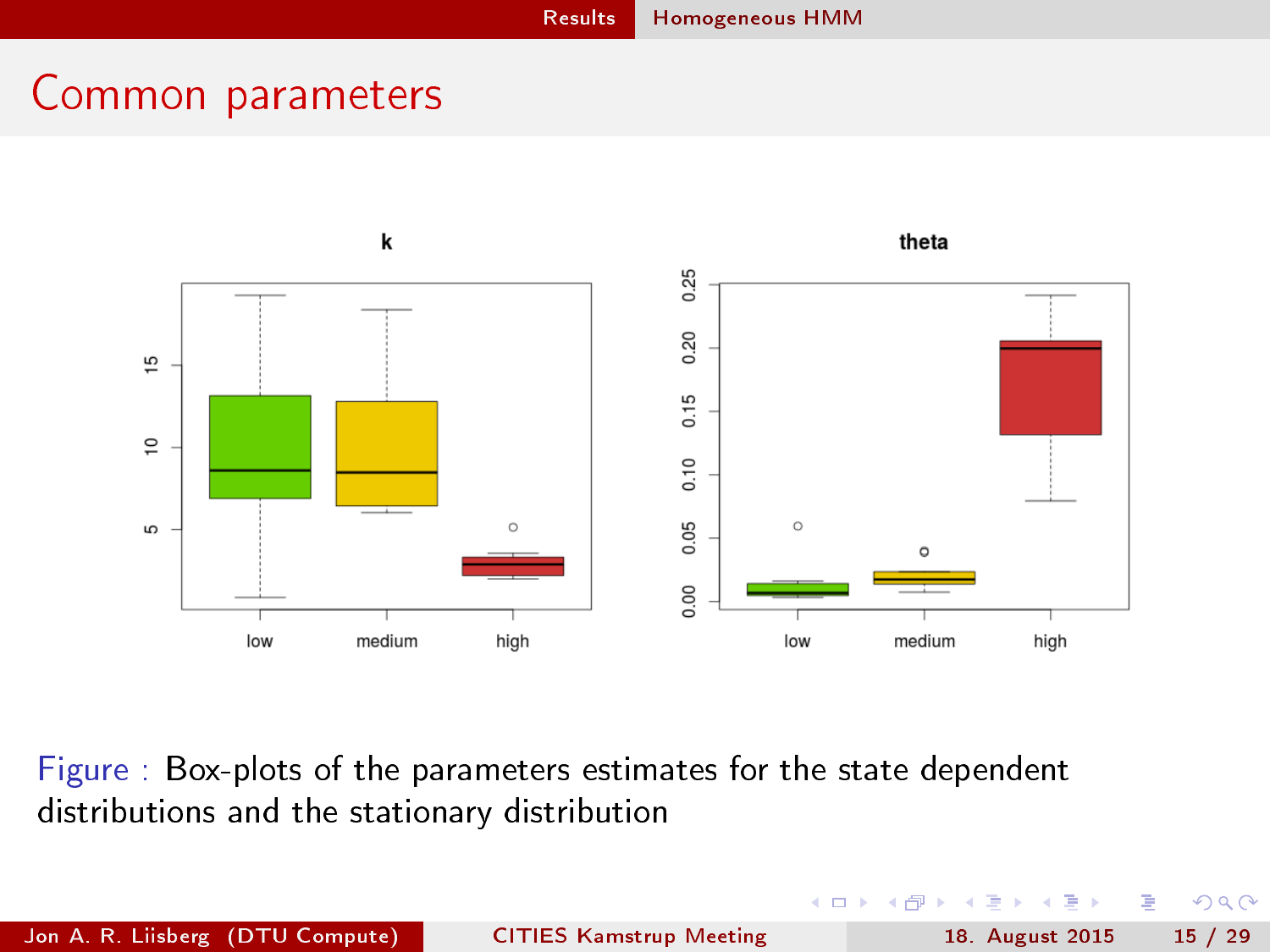# Common parameters

Figure : Box-plots of the parameters estimates for the state dependent distributions and the stationary distribution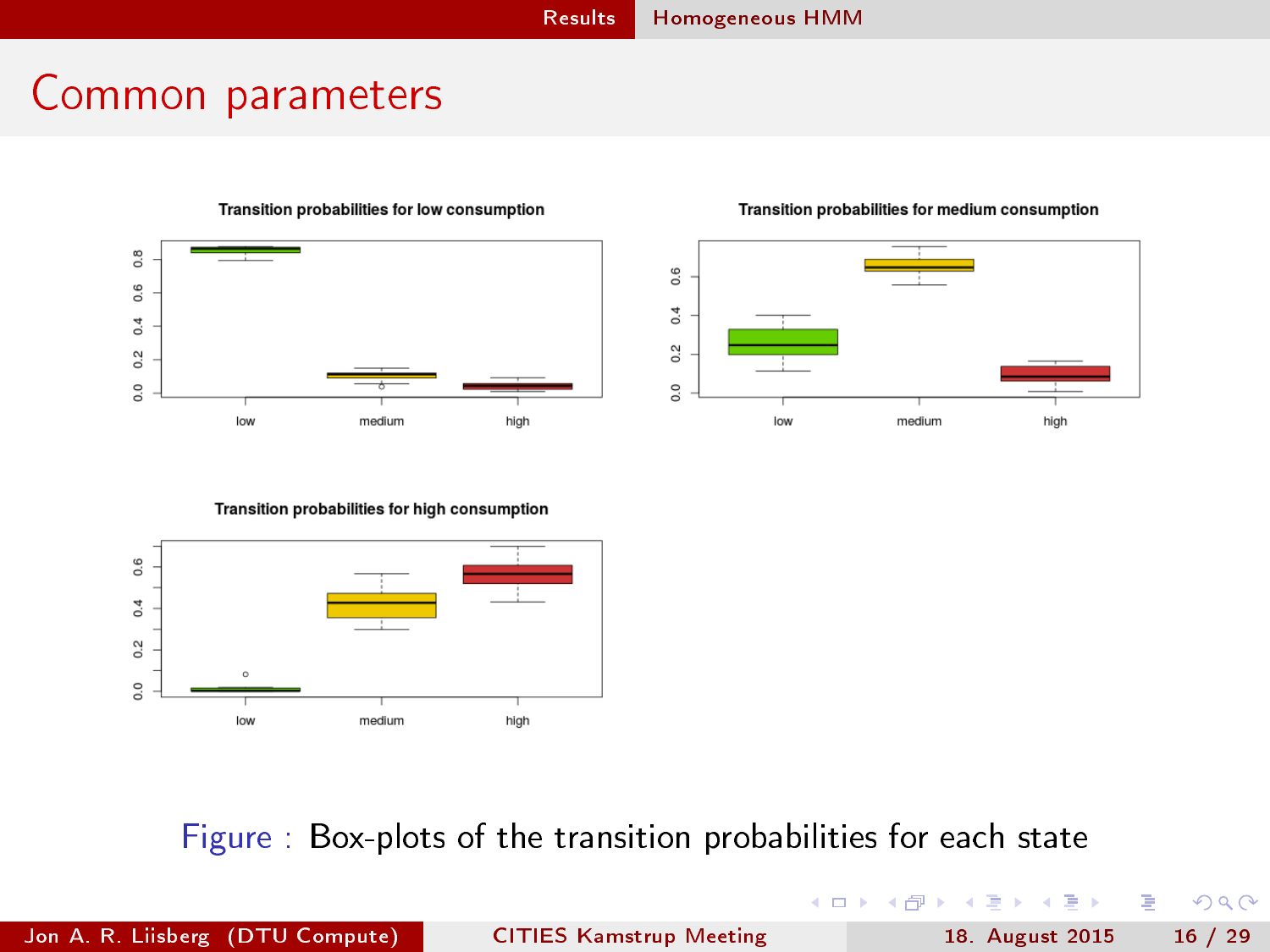## Common parameters

**Transition probabilities for low consumption**

**Transition probabilities for medium consumption**

**Transition probabilities for high consumption**

Figure : Box-plots of the transition probabilities for each state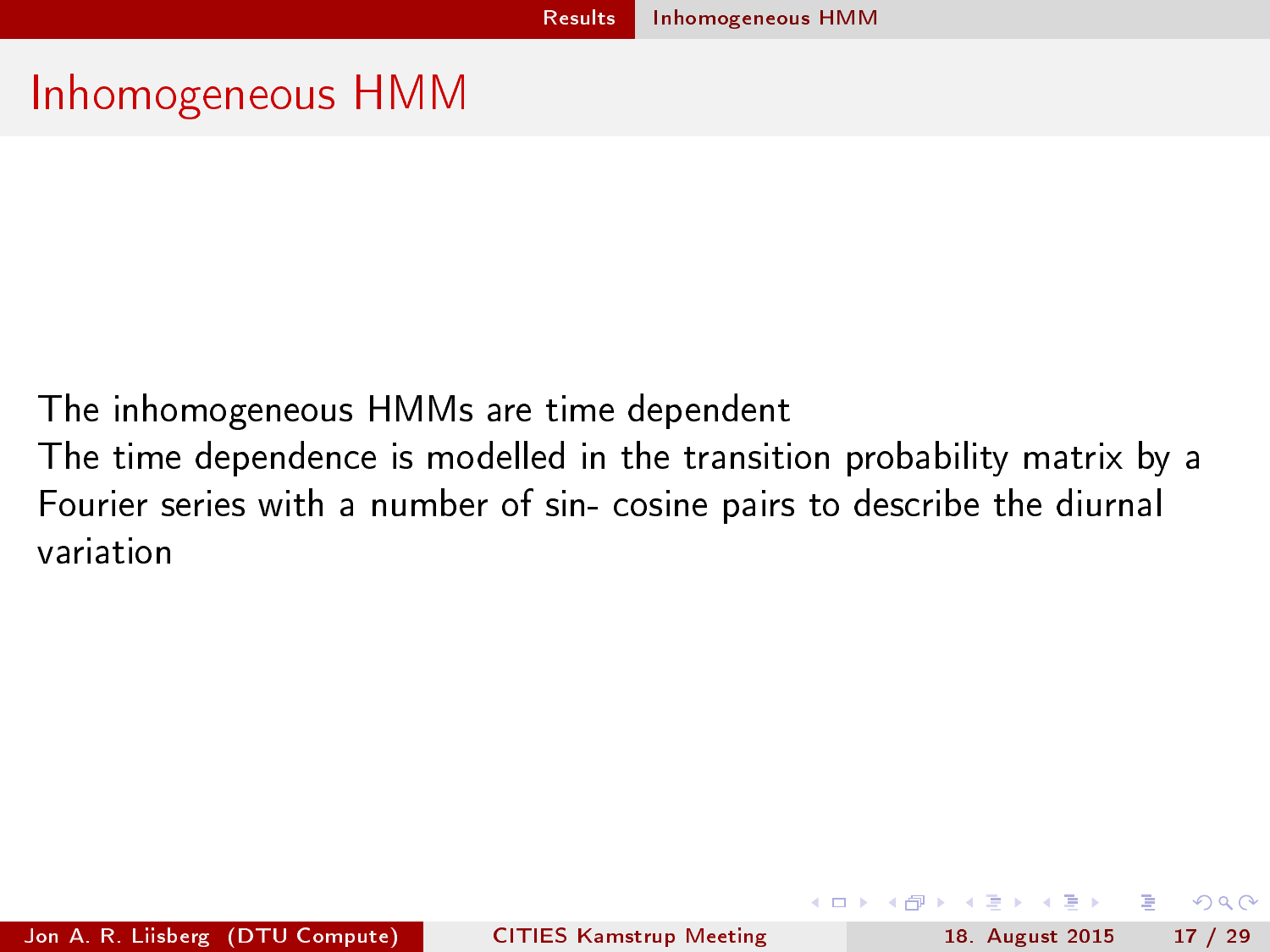# Inhomogeneous HMM

The inhomogeneous HMMs are time dependent
The time dependence is modelled in the transition probability matrix by a Fourier series with a number of sin- cosine pairs to describe the diurnal variation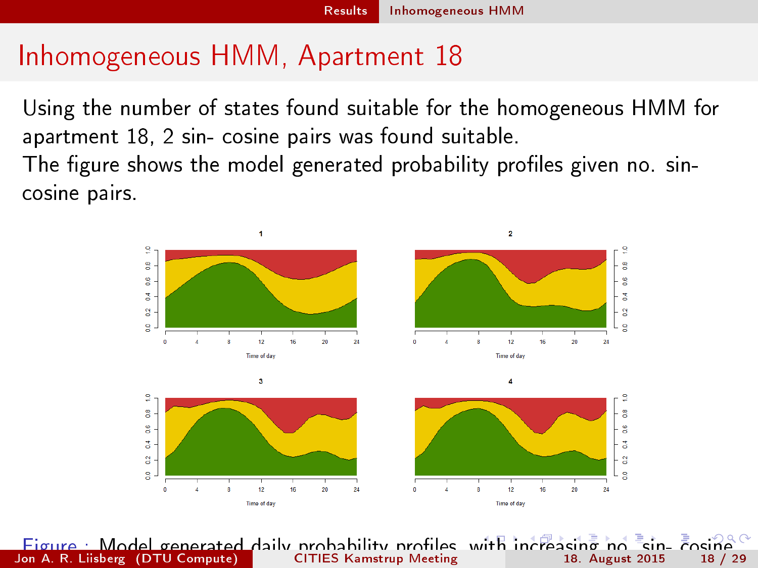# Inhomogeneous HMM, Apartment 18

Using the number of states found suitable for the homogeneous HMM for apartment 18, 2 sin- cosine pairs was found suitable.

The figure shows the model generated probability profiles given no. sin- cosine pairs.

Figure : Model generated daily probability profiles, with increasing no. sin- cosine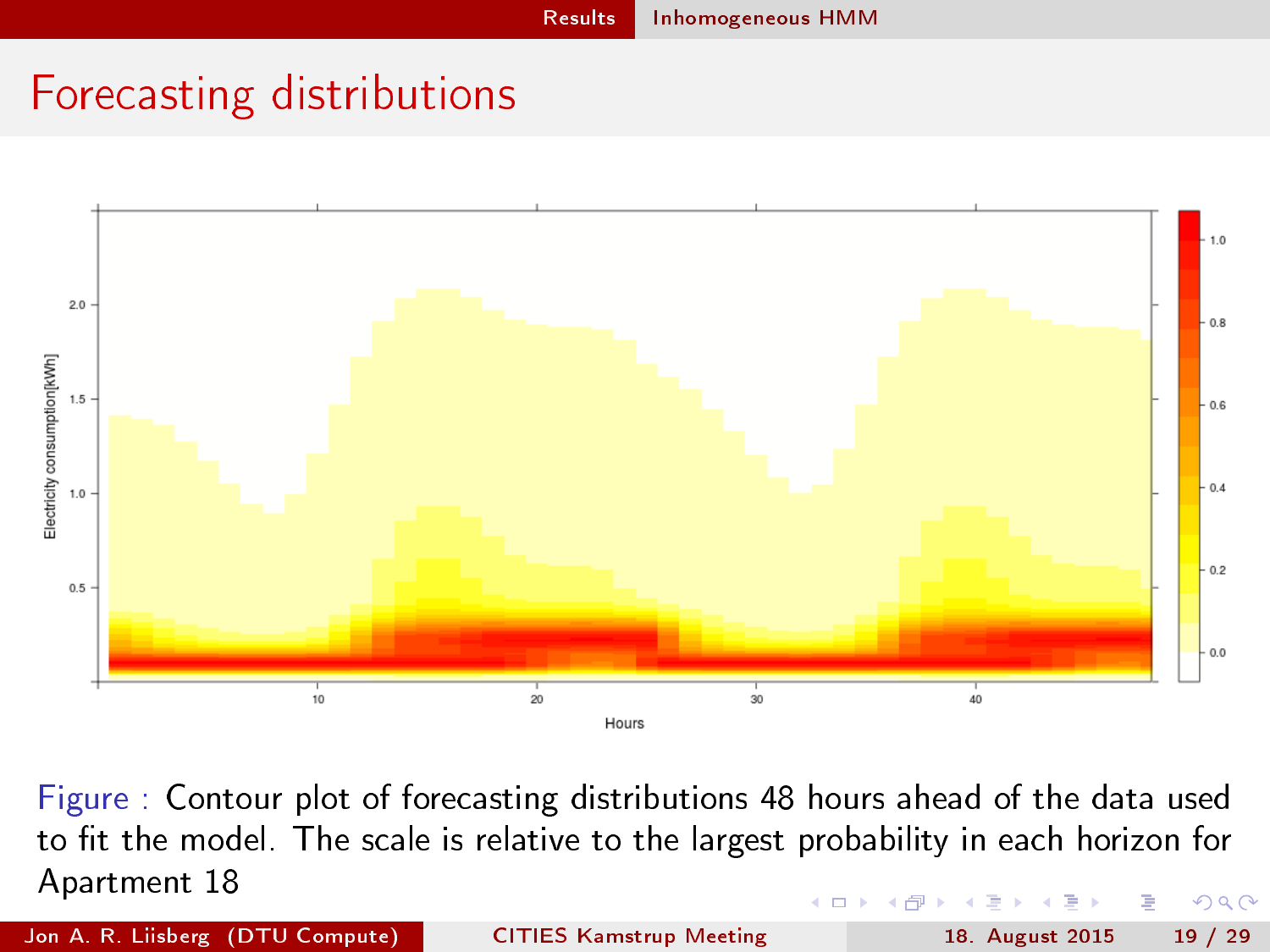# Forecasting distributions

Figure : Contour plot of forecasting distributions 48 hours ahead of the data used to fit the model. The scale is relative to the largest probability in each horizon for Apartment 18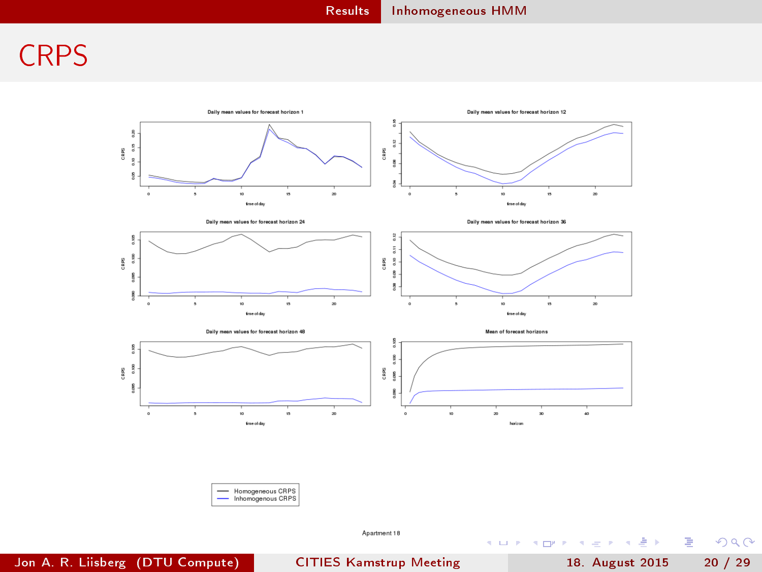# CRPS

Daily mean values for forecast horizon 1

Daily mean values for forecast horizon 12

Daily mean values for forecast horizon 24

Daily mean values for forecast horizon 36

Daily mean values for forecast horizon 48

Mean of forecast horizons

Homogeneous CRPS
Inhomogenous CRPS

Apartment 18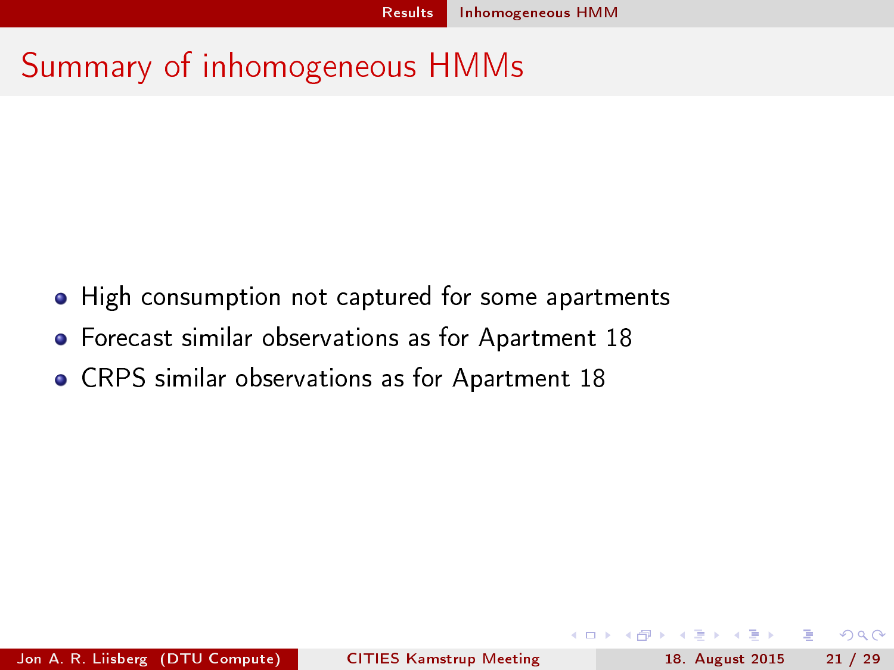# Summary of inhomogeneous HMMs

- High consumption not captured for some apartments
- Forecast similar observations as for Apartment 18
- CRPS similar observations as for Apartment 18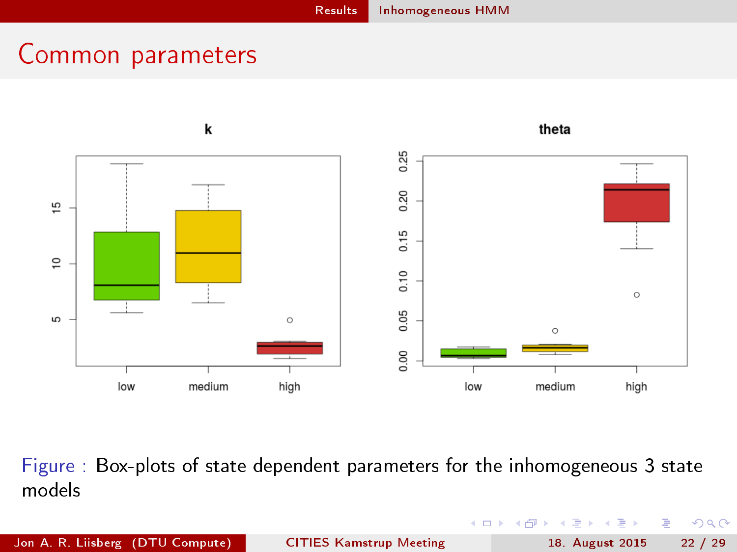# Common parameters

Figure : Box-plots of state dependent parameters for the inhomogeneous 3 state models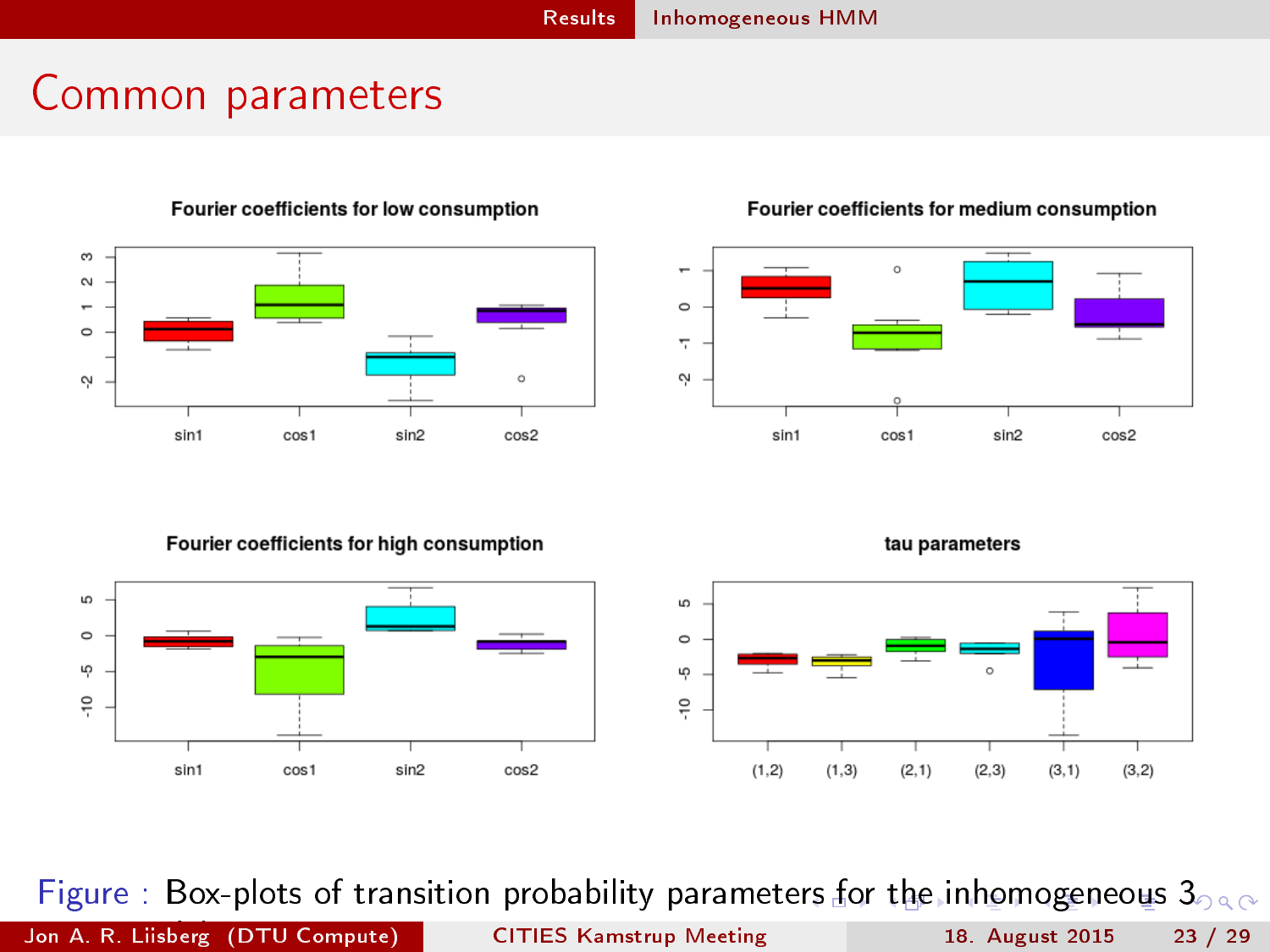## Common parameters

**Fourier coefficients for low consumption**

**Fourier coefficients for medium consumption**

**Fourier coefficients for high consumption**

**tau parameters**

Figure : Box-plots of transition probability parameters for the inhomogeneous 3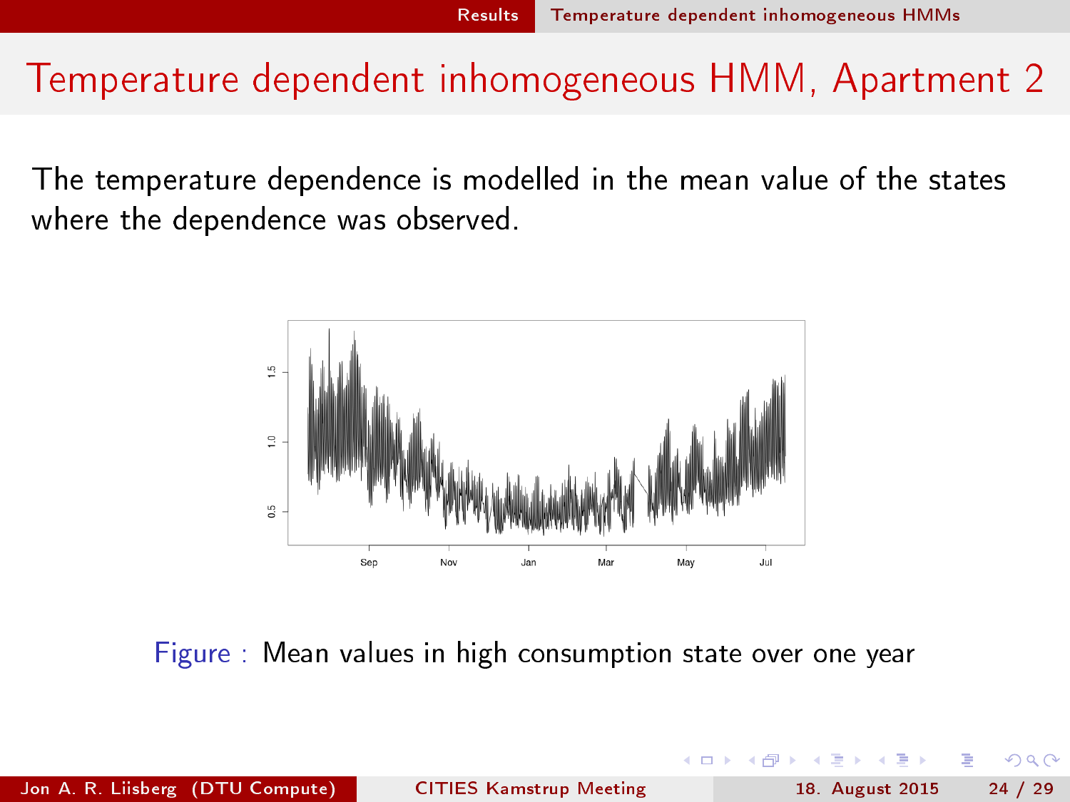# Temperature dependent inhomogeneous HMM, Apartment 2

The temperature dependence is modelled in the mean value of the states where the dependence was observed.

Figure : Mean values in high consumption state over one year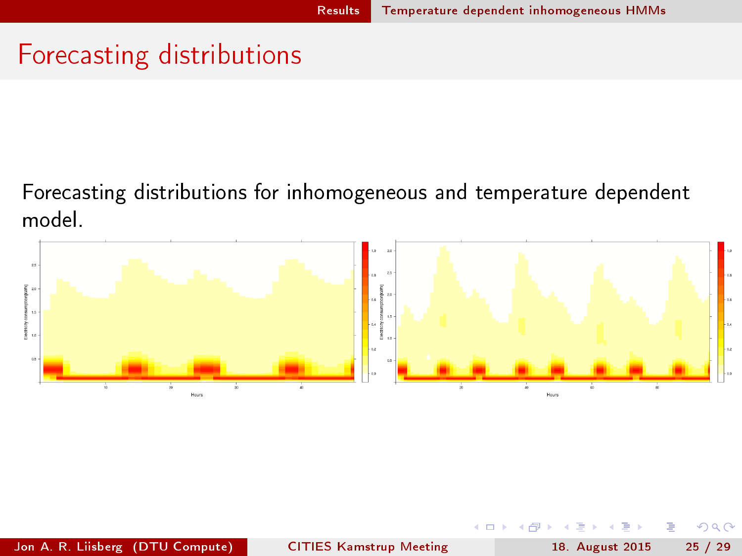# Forecasting distributions

Forecasting distributions for inhomogeneous and temperature dependent model.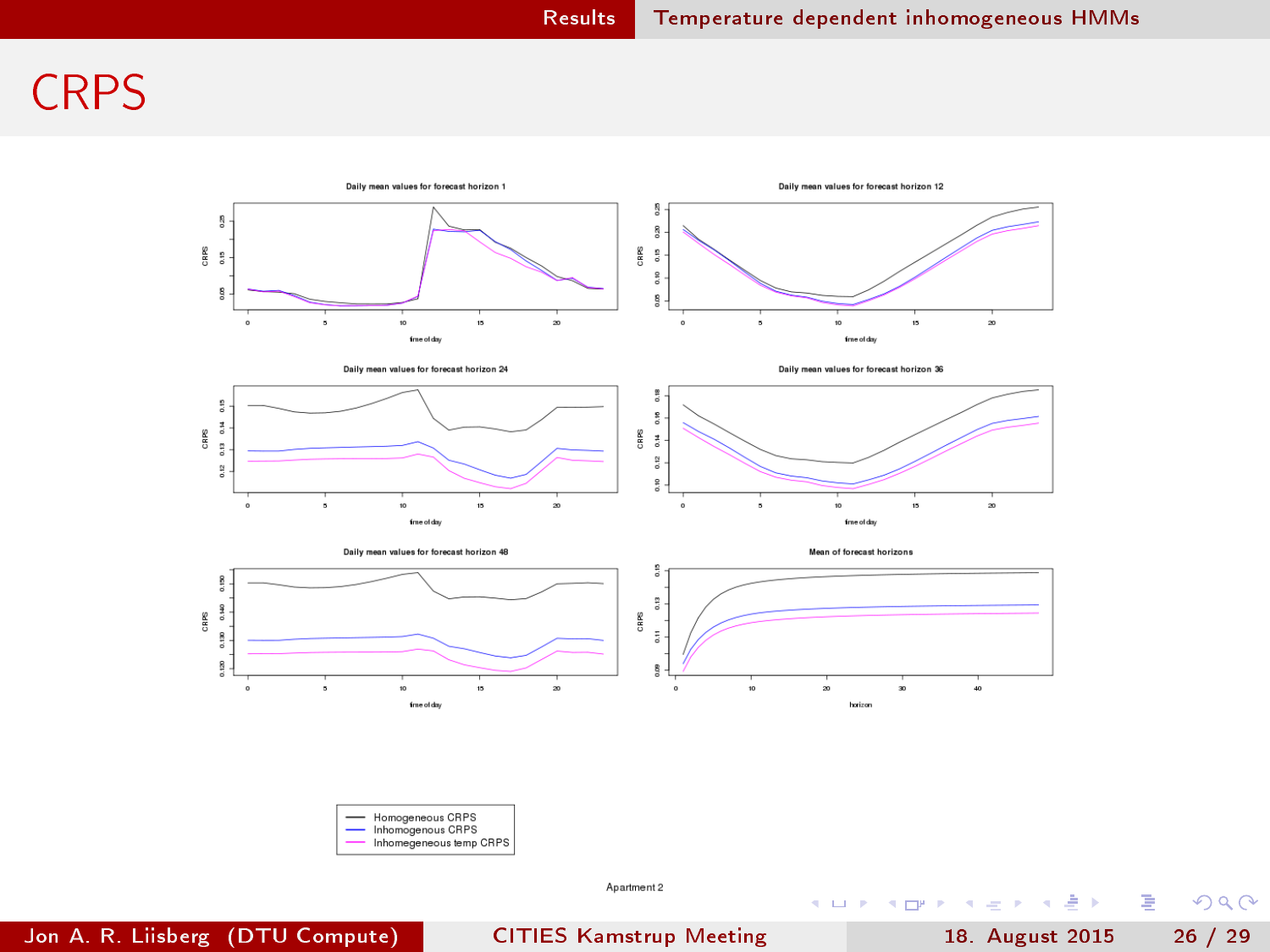# CRPS

Daily mean values for forecast horizon 1

Daily mean values for forecast horizon 12

Daily mean values for forecast horizon 24

Daily mean values for forecast horizon 36

Daily mean values for forecast horizon 48

Mean of forecast horizons

- Homogeneous CRPS
- Inhomogenous CRPS
- Inhomegeneous temp CRPS

Apartment 2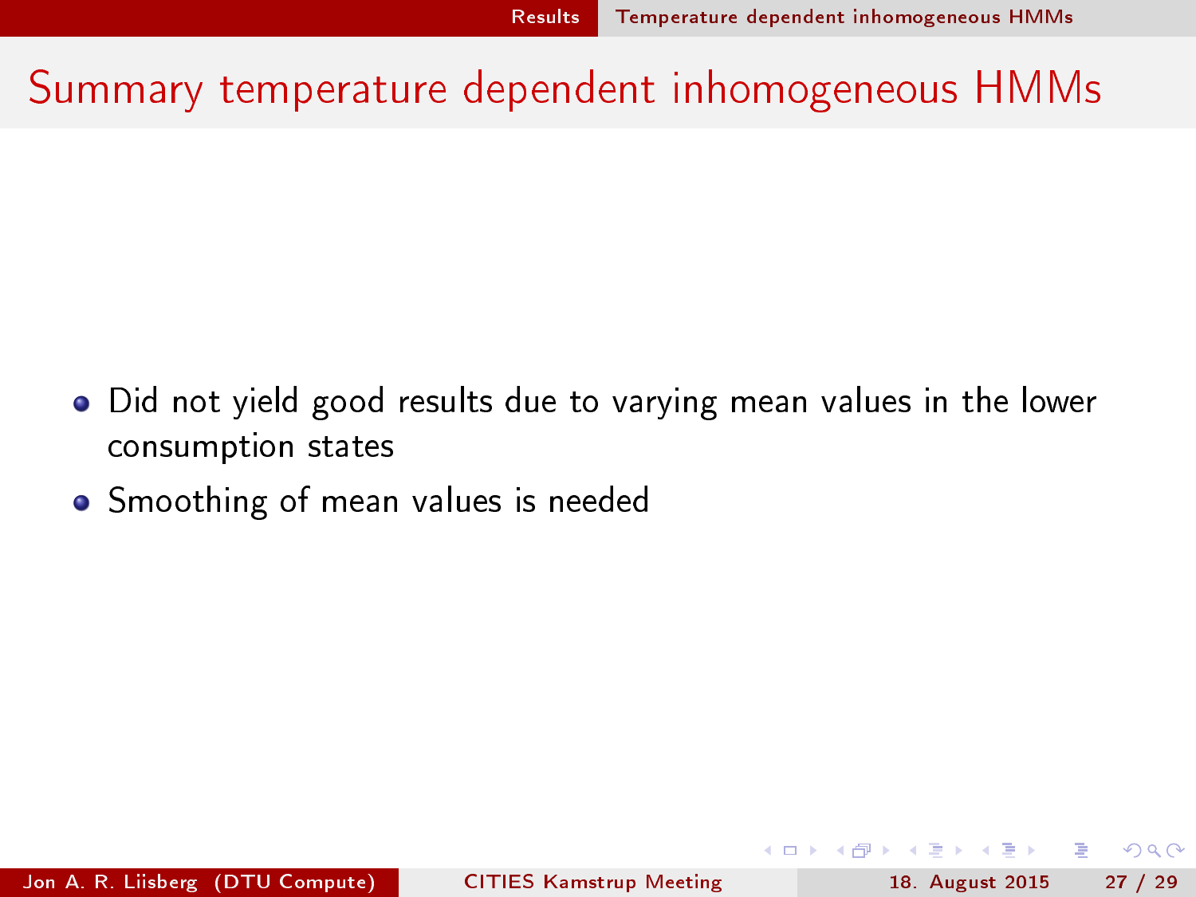# Summary temperature dependent inhomogeneous HMMs

- Did not yield good results due to varying mean values in the lower consumption states
- Smoothing of mean values is needed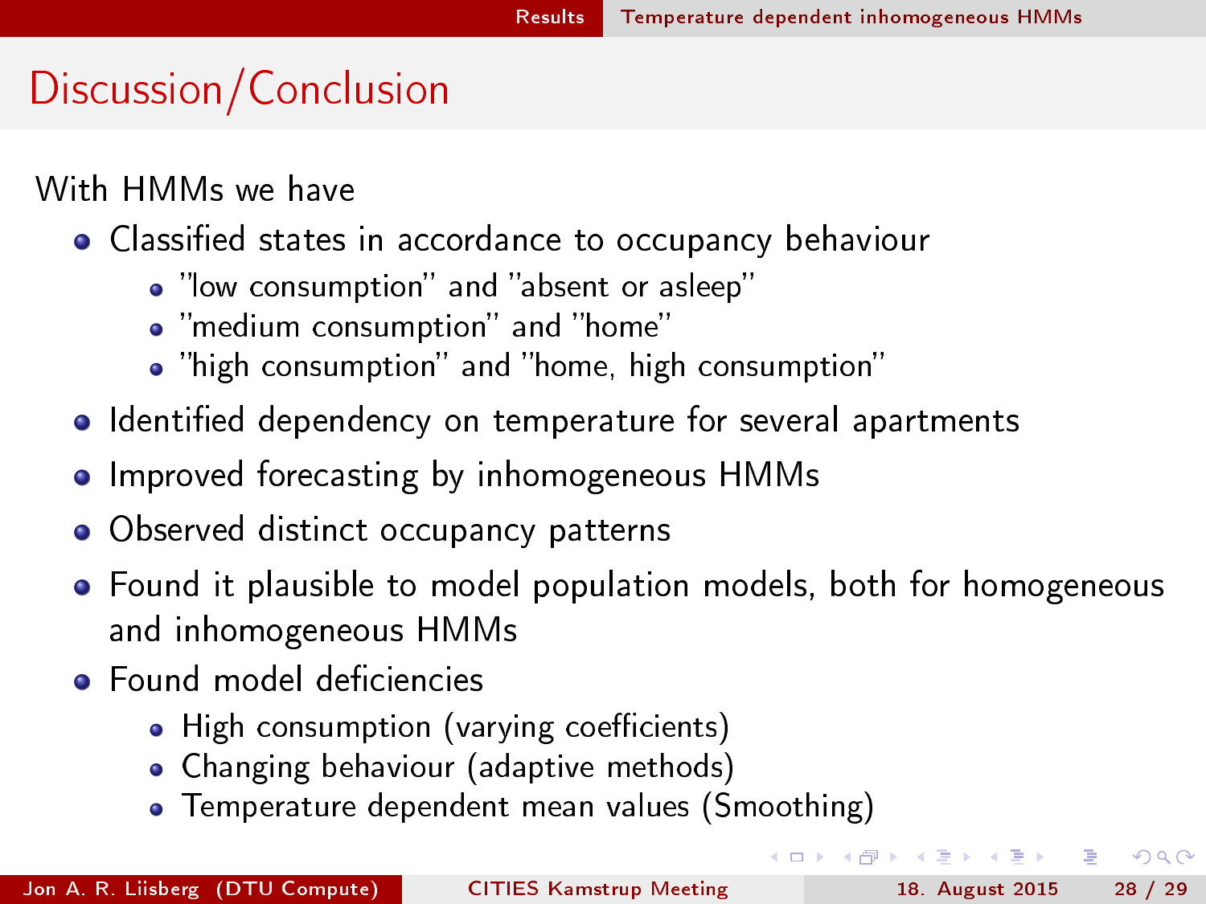# Discussion/Conclusion

With HMMs we have

- Classified states in accordance to occupancy behaviour
  - "low consumption" and "absent or asleep"
  - "medium consumption" and "home"
  - "high consumption" and "home, high consumption"
- Identified dependency on temperature for several apartments
- Improved forecasting by inhomogeneous HMMs
- Observed distinct occupancy patterns
- Found it plausible to model population models, both for homogeneous and inhomogeneous HMMs
- Found model deficiencies
  - High consumption (varying coefficients)
  - Changing behaviour (adaptive methods)
  - Temperature dependent mean values (Smoothing)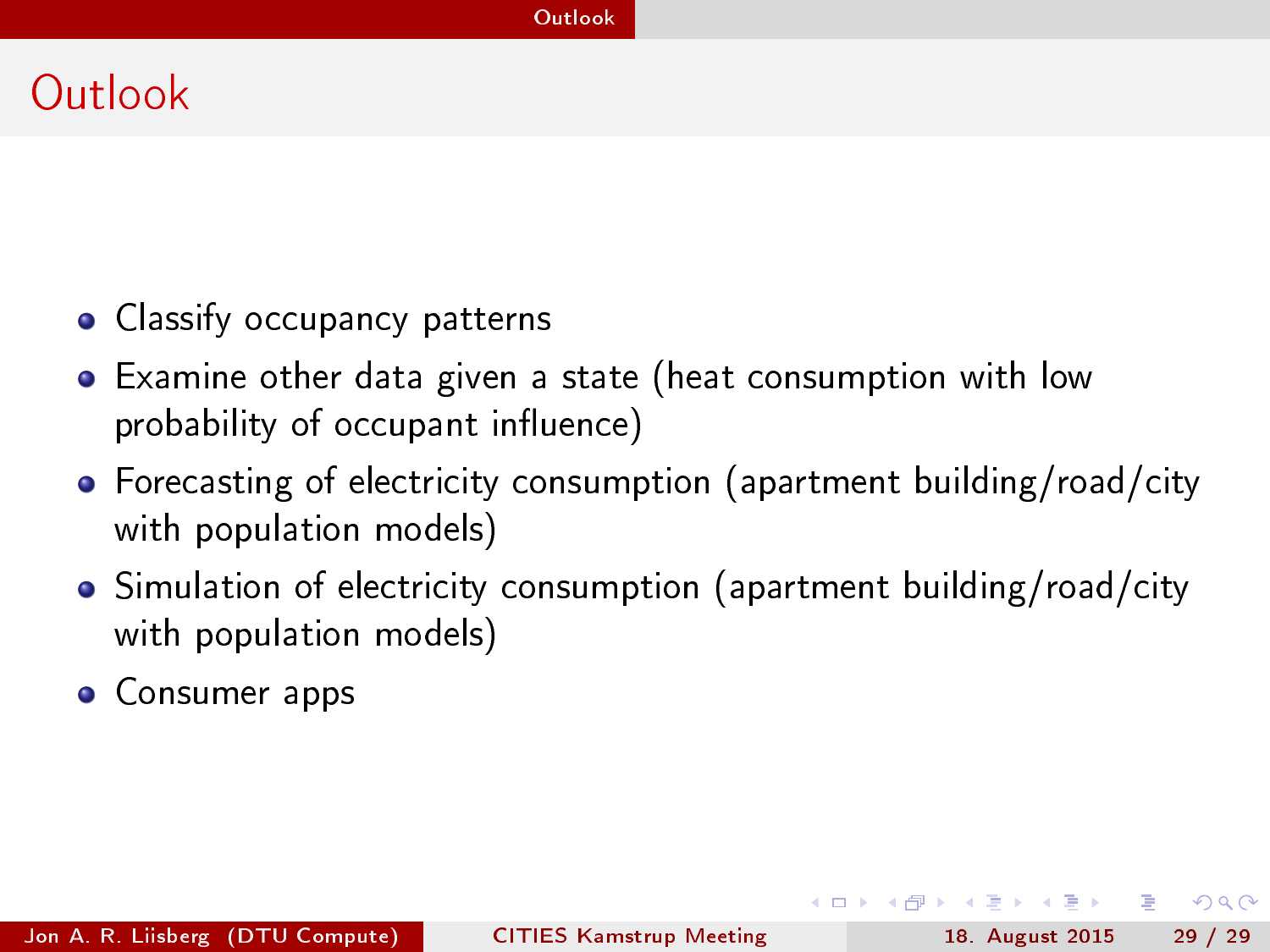# Outlook

- Classify occupancy patterns
- Examine other data given a state (heat consumption with low probability of occupant influence)
- Forecasting of electricity consumption (apartment building/road/city with population models)
- Simulation of electricity consumption (apartment building/road/city with population models)
- Consumer apps